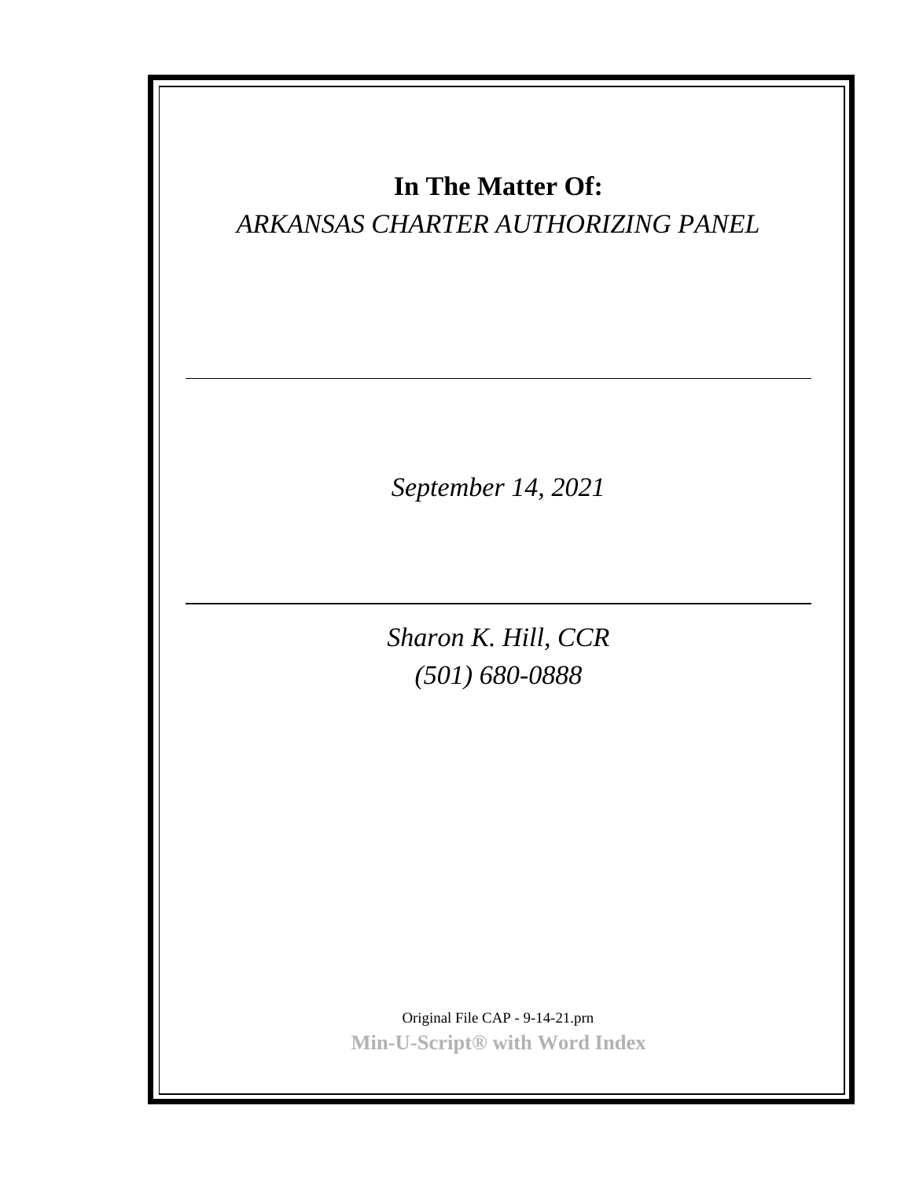**In The Matter Of:**

*ARKANSAS CHARTER AUTHORIZING PANEL*

---

*September 14, 2021*

---

*Sharon K. Hill, CCR*

*(501) 680-0888*

Original File CAP - 9-14-21.prn

**Min-U-Script® with Word Index**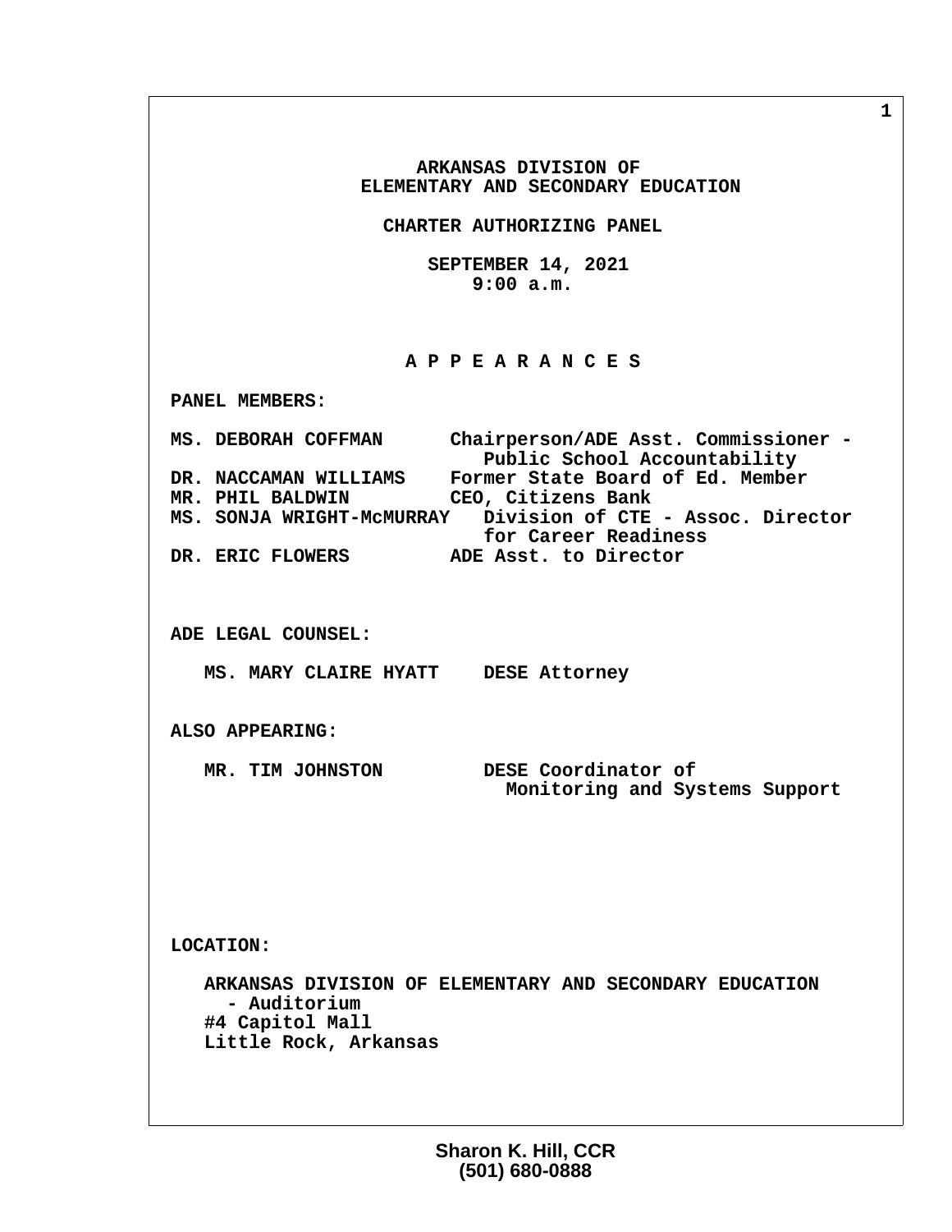**ARKANSAS DIVISION OF**
**ELEMENTARY AND SECONDARY EDUCATION**

**CHARTER AUTHORIZING PANEL**

**SEPTEMBER 14, 2021**
**9:00 a.m.**

**A P P E A R A N C E S**

**PANEL MEMBERS:**

| | |
|---|---|
| MS. DEBORAH COFFMAN | Chairperson/ADE Asst. Commissioner - Public School Accountability |
| DR. NACCAMAN WILLIAMS | Former State Board of Ed. Member |
| MR. PHIL BALDWIN | CEO, Citizens Bank |
| MS. SONJA WRIGHT-McMURRAY | Division of CTE - Assoc. Director for Career Readiness |
| DR. ERIC FLOWERS | ADE Asst. to Director |

**ADE LEGAL COUNSEL:**

| | |
|---|---|
| MS. MARY CLAIRE HYATT | DESE Attorney |

**ALSO APPEARING:**

| | |
|---|---|
| MR. TIM JOHNSTON | DESE Coordinator of Monitoring and Systems Support |

**LOCATION:**

ARKANSAS DIVISION OF ELEMENTARY AND SECONDARY EDUCATION
- Auditorium
#4 Capitol Mall
Little Rock, Arkansas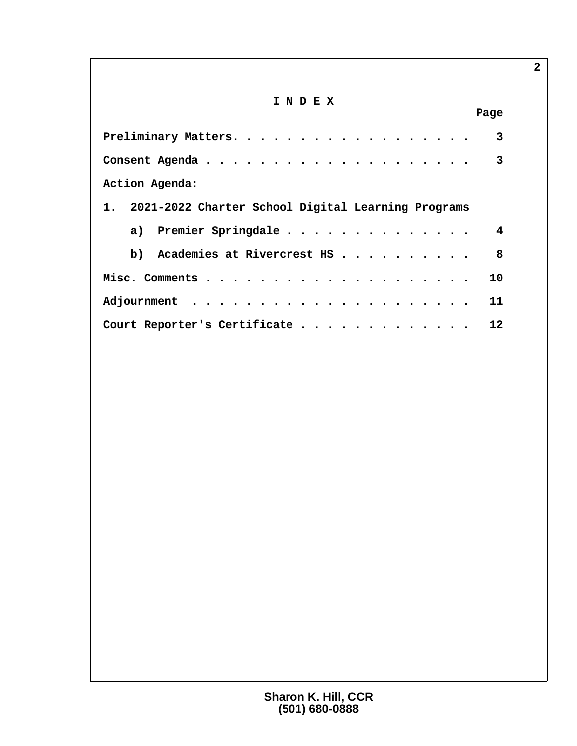# I N D E X

| | Page |
|---|---|
| Preliminary Matters. . . . . . . . . . . . . . . . . . . | 3 |
| Consent Agenda . . . . . . . . . . . . . . . . . . . . | 3 |
| Action Agenda: | |
| 1. 2021-2022 Charter School Digital Learning Programs | |
| a) Premier Springdale . . . . . . . . . . . . . . | 4 |
| b) Academies at Rivercrest HS . . . . . . . . . . | 8 |
| Misc. Comments . . . . . . . . . . . . . . . . . . . . | 10 |
| Adjournment . . . . . . . . . . . . . . . . . . . . . | 11 |
| Court Reporter's Certificate . . . . . . . . . . . . . | 12 |

Sharon K. Hill, CCR
(501) 680-0888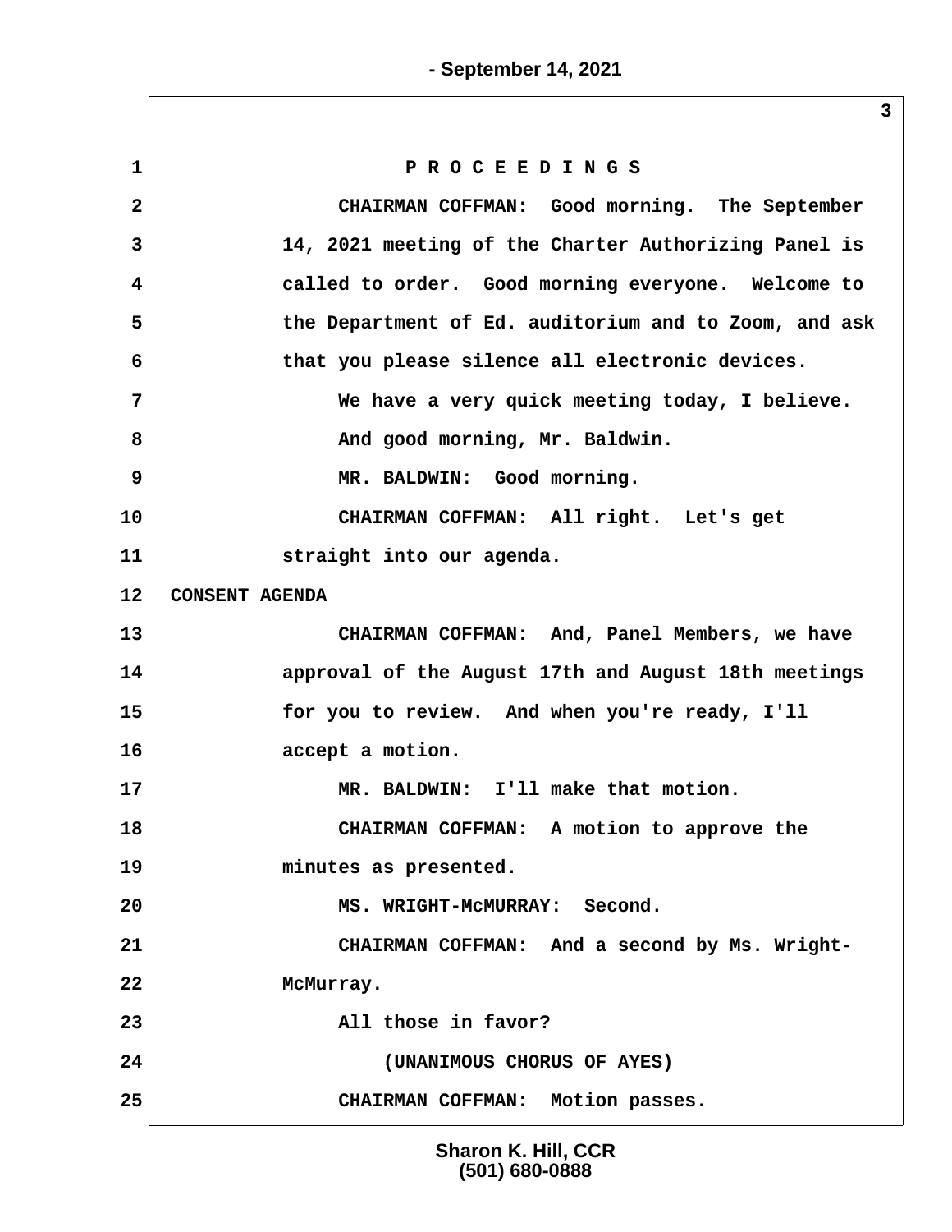P R O C E E D I N G S

CHAIRMAN COFFMAN: Good morning. The September 14, 2021 meeting of the Charter Authorizing Panel is called to order. Good morning everyone. Welcome to the Department of Ed. auditorium and to Zoom, and ask that you please silence all electronic devices.

We have a very quick meeting today, I believe.

And good morning, Mr. Baldwin.

MR. BALDWIN: Good morning.

CHAIRMAN COFFMAN: All right. Let's get straight into our agenda.

CONSENT AGENDA

CHAIRMAN COFFMAN: And, Panel Members, we have approval of the August 17th and August 18th meetings for you to review. And when you're ready, I'll accept a motion.

MR. BALDWIN: I'll make that motion.

CHAIRMAN COFFMAN: A motion to approve the minutes as presented.

MS. WRIGHT-McMURRAY: Second.

CHAIRMAN COFFMAN: And a second by Ms. Wright-McMurray.

All those in favor?

(UNANIMOUS CHORUS OF AYES)

CHAIRMAN COFFMAN: Motion passes.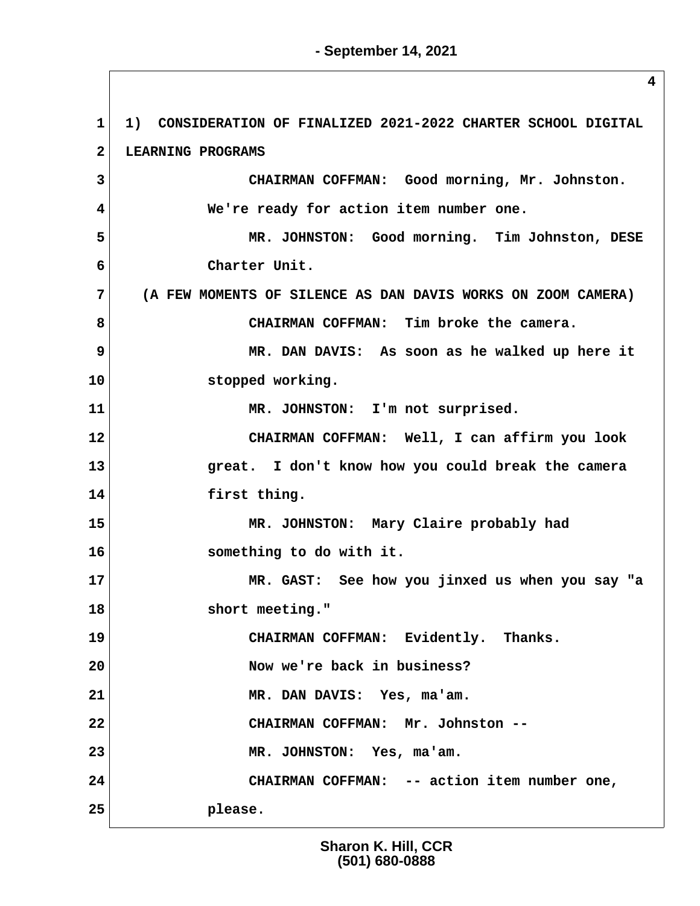1) CONSIDERATION OF FINALIZED 2021-2022 CHARTER SCHOOL DIGITAL LEARNING PROGRAMS

CHAIRMAN COFFMAN: Good morning, Mr. Johnston. We're ready for action item number one.

MR. JOHNSTON: Good morning. Tim Johnston, DESE Charter Unit.

(A FEW MOMENTS OF SILENCE AS DAN DAVIS WORKS ON ZOOM CAMERA)

CHAIRMAN COFFMAN: Tim broke the camera.

MR. DAN DAVIS: As soon as he walked up here it stopped working.

MR. JOHNSTON: I'm not surprised.

CHAIRMAN COFFMAN: Well, I can affirm you look great. I don't know how you could break the camera first thing.

MR. JOHNSTON: Mary Claire probably had something to do with it.

MR. GAST: See how you jinxed us when you say "a short meeting."

CHAIRMAN COFFMAN: Evidently. Thanks. Now we're back in business?

MR. DAN DAVIS: Yes, ma'am.

CHAIRMAN COFFMAN: Mr. Johnston --

MR. JOHNSTON: Yes, ma'am.

CHAIRMAN COFFMAN: -- action item number one, please.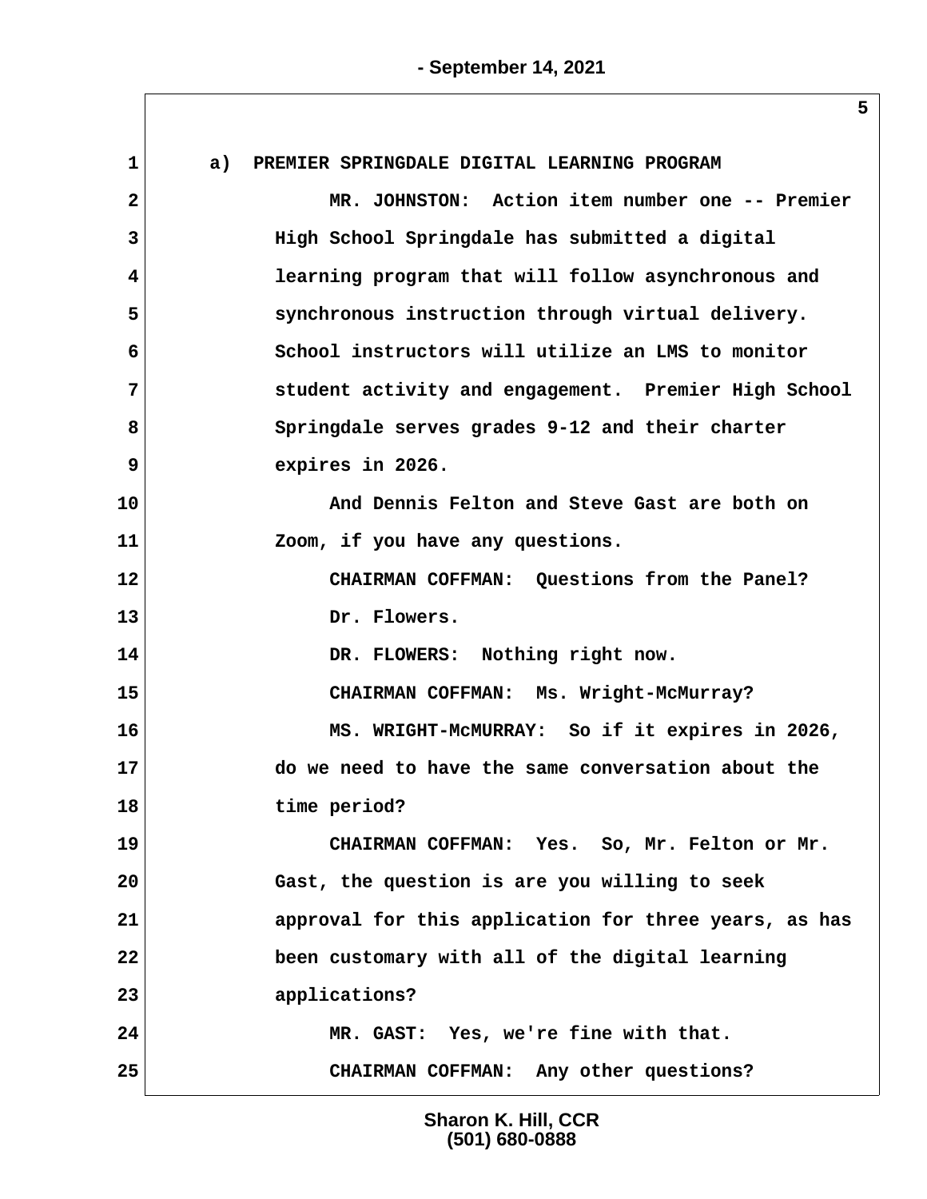a) PREMIER SPRINGDALE DIGITAL LEARNING PROGRAM

MR. JOHNSTON: Action item number one -- Premier High School Springdale has submitted a digital learning program that will follow asynchronous and synchronous instruction through virtual delivery. School instructors will utilize an LMS to monitor student activity and engagement. Premier High School Springdale serves grades 9-12 and their charter expires in 2026.

And Dennis Felton and Steve Gast are both on Zoom, if you have any questions.

CHAIRMAN COFFMAN: Questions from the Panel? Dr. Flowers.

DR. FLOWERS: Nothing right now.

CHAIRMAN COFFMAN: Ms. Wright-McMurray?

MS. WRIGHT-McMURRAY: So if it expires in 2026, do we need to have the same conversation about the time period?

CHAIRMAN COFFMAN: Yes. So, Mr. Felton or Mr. Gast, the question is are you willing to seek approval for this application for three years, as has been customary with all of the digital learning applications?

MR. GAST: Yes, we're fine with that.

CHAIRMAN COFFMAN: Any other questions?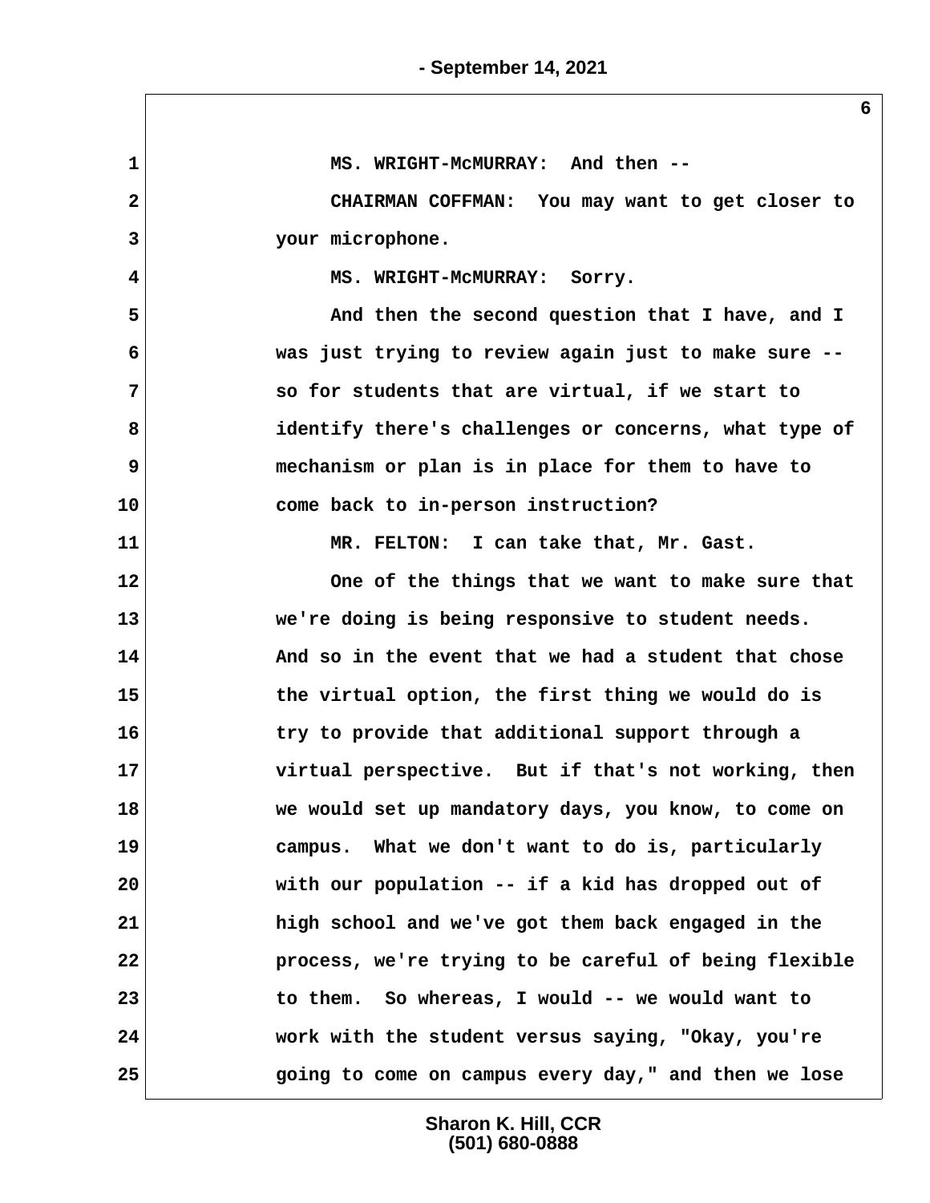MS. WRIGHT-McMURRAY: And then --

CHAIRMAN COFFMAN: You may want to get closer to your microphone.

MS. WRIGHT-McMURRAY: Sorry.

And then the second question that I have, and I was just trying to review again just to make sure -- so for students that are virtual, if we start to identify there's challenges or concerns, what type of mechanism or plan is in place for them to have to come back to in-person instruction?

MR. FELTON: I can take that, Mr. Gast.

One of the things that we want to make sure that we're doing is being responsive to student needs. And so in the event that we had a student that chose the virtual option, the first thing we would do is try to provide that additional support through a virtual perspective. But if that's not working, then we would set up mandatory days, you know, to come on campus. What we don't want to do is, particularly with our population -- if a kid has dropped out of high school and we've got them back engaged in the process, we're trying to be careful of being flexible to them. So whereas, I would -- we would want to work with the student versus saying, "Okay, you're going to come on campus every day," and then we lose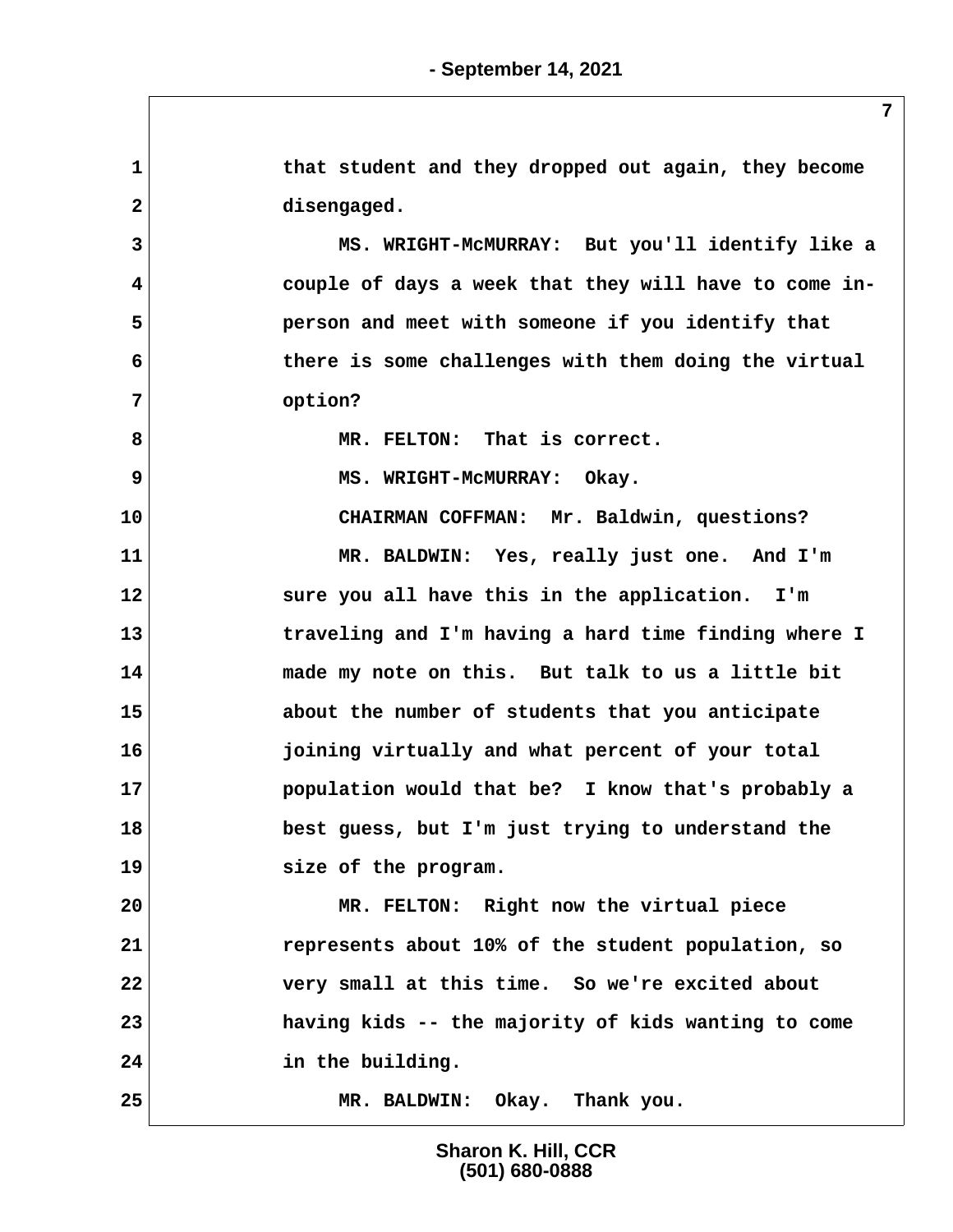that student and they dropped out again, they become disengaged.

MS. WRIGHT-McMURRAY: But you'll identify like a couple of days a week that they will have to come in-person and meet with someone if you identify that there is some challenges with them doing the virtual option?

MR. FELTON: That is correct.

MS. WRIGHT-McMURRAY: Okay.

CHAIRMAN COFFMAN: Mr. Baldwin, questions?

MR. BALDWIN: Yes, really just one. And I'm sure you all have this in the application. I'm traveling and I'm having a hard time finding where I made my note on this. But talk to us a little bit about the number of students that you anticipate joining virtually and what percent of your total population would that be? I know that's probably a best guess, but I'm just trying to understand the size of the program.

MR. FELTON: Right now the virtual piece represents about 10% of the student population, so very small at this time. So we're excited about having kids -- the majority of kids wanting to come in the building.

MR. BALDWIN: Okay. Thank you.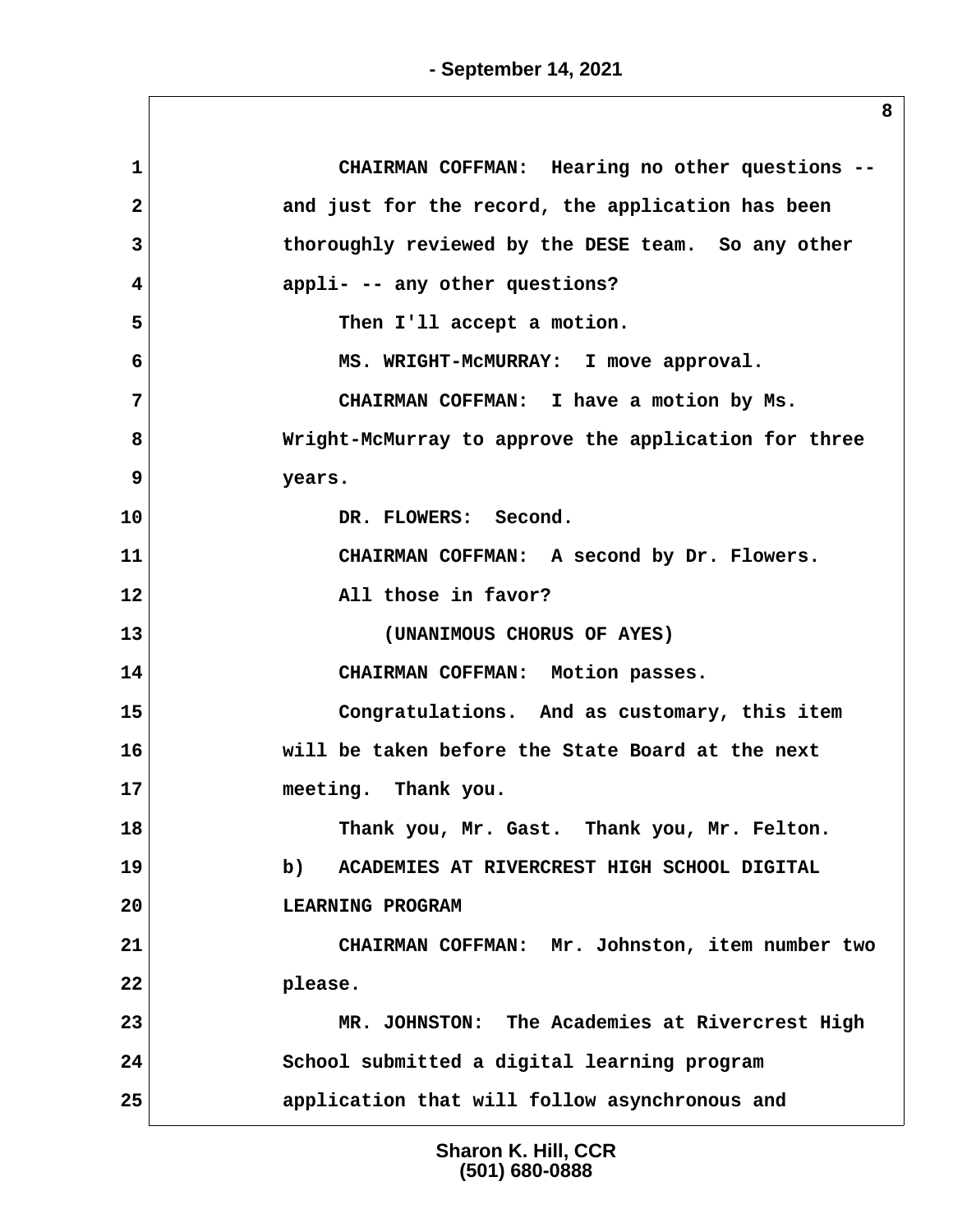CHAIRMAN COFFMAN: Hearing no other questions -- and just for the record, the application has been thoroughly reviewed by the DESE team. So any other appli- -- any other questions?

Then I'll accept a motion.

MS. WRIGHT-McMURRAY: I move approval.

CHAIRMAN COFFMAN: I have a motion by Ms. Wright-McMurray to approve the application for three years.

DR. FLOWERS: Second.

CHAIRMAN COFFMAN: A second by Dr. Flowers.

All those in favor?

(UNANIMOUS CHORUS OF AYES)

CHAIRMAN COFFMAN: Motion passes.

Congratulations. And as customary, this item will be taken before the State Board at the next meeting. Thank you.

Thank you, Mr. Gast. Thank you, Mr. Felton.

b) ACADEMIES AT RIVERCREST HIGH SCHOOL DIGITAL LEARNING PROGRAM

CHAIRMAN COFFMAN: Mr. Johnston, item number two please.

MR. JOHNSTON: The Academies at Rivercrest High School submitted a digital learning program application that will follow asynchronous and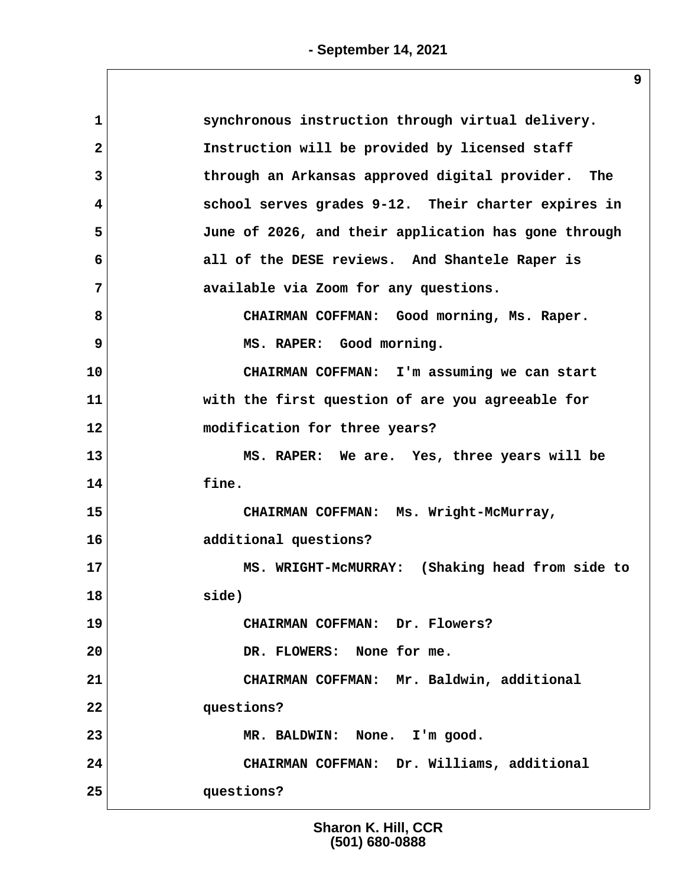1 synchronous instruction through virtual delivery.
2 Instruction will be provided by licensed staff
3 through an Arkansas approved digital provider. The
4 school serves grades 9-12. Their charter expires in
5 June of 2026, and their application has gone through
6 all of the DESE reviews. And Shantele Raper is
7 available via Zoom for any questions.
8 CHAIRMAN COFFMAN: Good morning, Ms. Raper.
9 MS. RAPER: Good morning.
10 CHAIRMAN COFFMAN: I'm assuming we can start
11 with the first question of are you agreeable for
12 modification for three years?
13 MS. RAPER: We are. Yes, three years will be
14 fine.
15 CHAIRMAN COFFMAN: Ms. Wright-McMurray,
16 additional questions?
17 MS. WRIGHT-McMURRAY: (Shaking head from side to
18 side)
19 CHAIRMAN COFFMAN: Dr. Flowers?
20 DR. FLOWERS: None for me.
21 CHAIRMAN COFFMAN: Mr. Baldwin, additional
22 questions?
23 MR. BALDWIN: None. I'm good.
24 CHAIRMAN COFFMAN: Dr. Williams, additional
25 questions?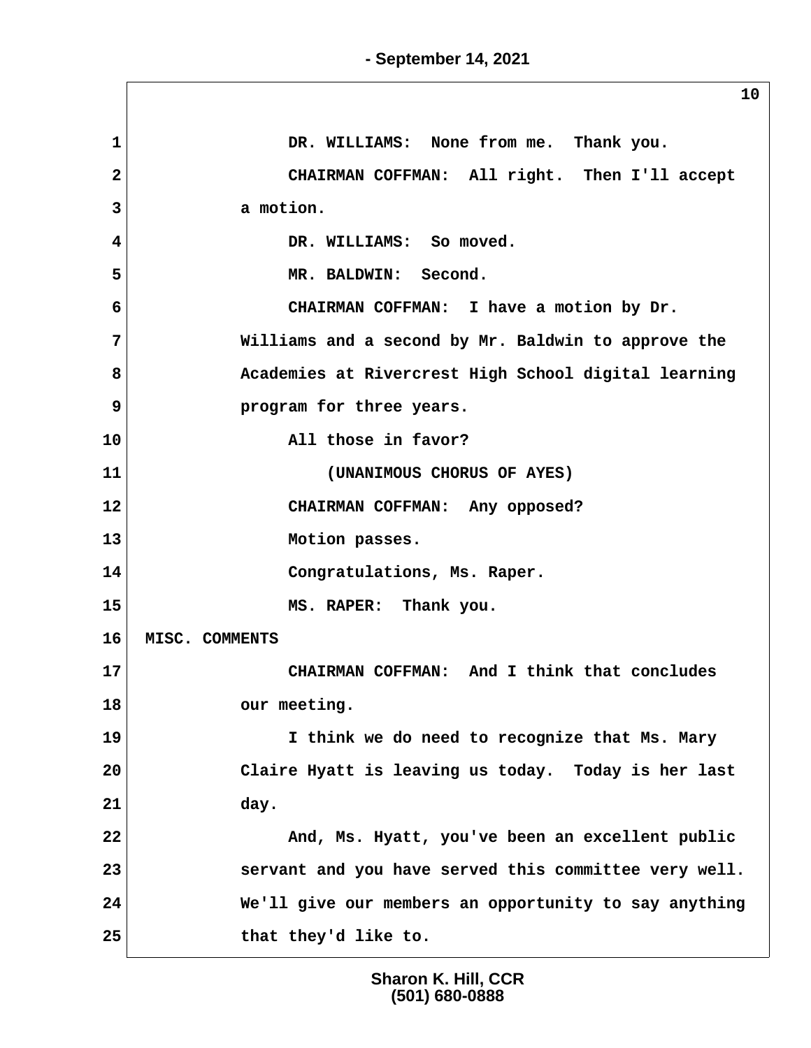DR. WILLIAMS: None from me. Thank you.

CHAIRMAN COFFMAN: All right. Then I'll accept a motion.

DR. WILLIAMS: So moved.

MR. BALDWIN: Second.

CHAIRMAN COFFMAN: I have a motion by Dr. Williams and a second by Mr. Baldwin to approve the Academies at Rivercrest High School digital learning program for three years.

All those in favor?

(UNANIMOUS CHORUS OF AYES)

CHAIRMAN COFFMAN: Any opposed?

Motion passes.

Congratulations, Ms. Raper.

MS. RAPER: Thank you.

MISC. COMMENTS

CHAIRMAN COFFMAN: And I think that concludes our meeting.

I think we do need to recognize that Ms. Mary Claire Hyatt is leaving us today. Today is her last day.

And, Ms. Hyatt, you've been an excellent public servant and you have served this committee very well. We'll give our members an opportunity to say anything that they'd like to.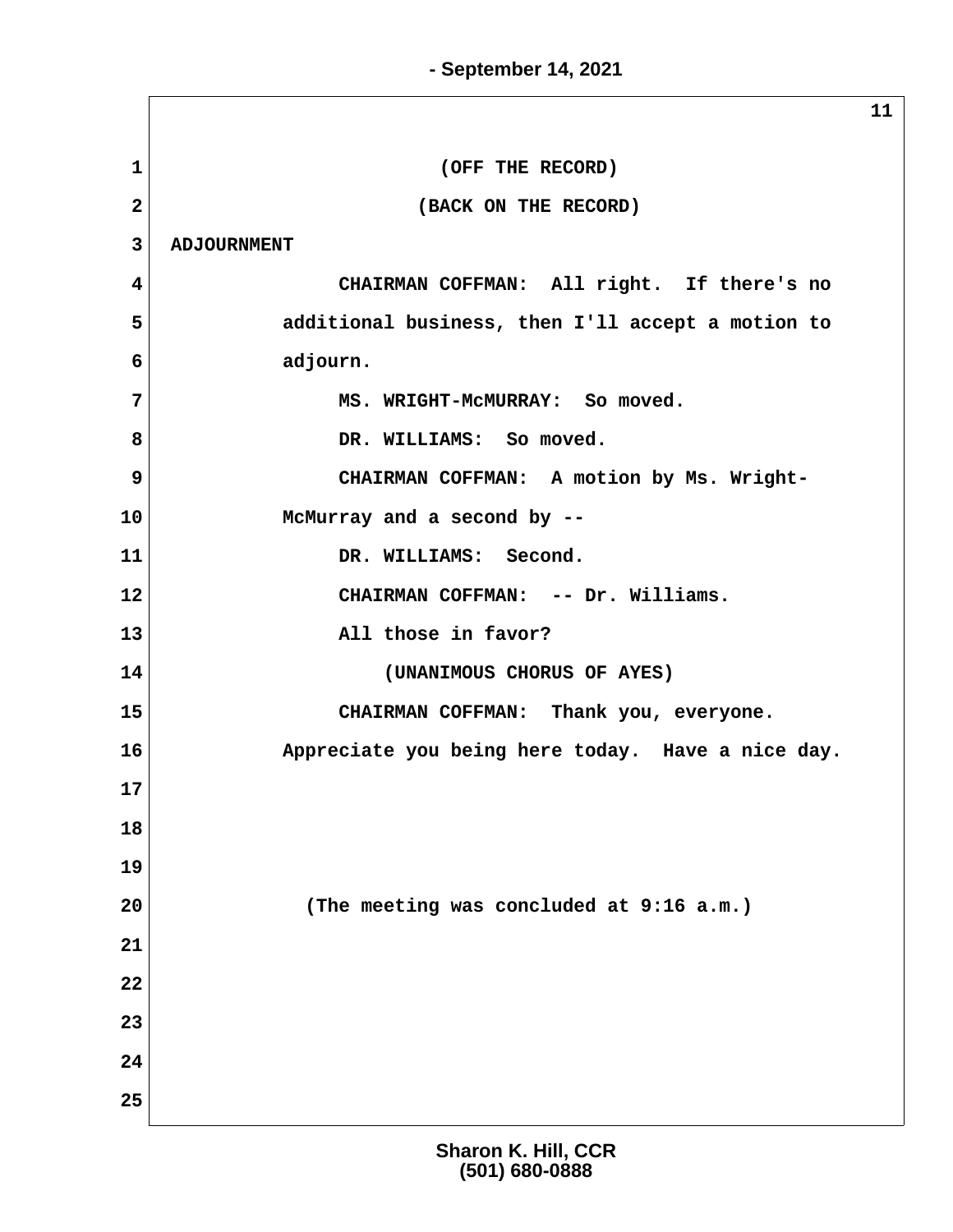(OFF THE RECORD)

(BACK ON THE RECORD)

ADJOURNMENT

CHAIRMAN COFFMAN: All right. If there's no additional business, then I'll accept a motion to adjourn.

MS. WRIGHT-McMURRAY: So moved.

DR. WILLIAMS: So moved.

CHAIRMAN COFFMAN: A motion by Ms. Wright-McMurray and a second by --

DR. WILLIAMS: Second.

CHAIRMAN COFFMAN: -- Dr. Williams.

All those in favor?

(UNANIMOUS CHORUS OF AYES)

CHAIRMAN COFFMAN: Thank you, everyone. Appreciate you being here today. Have a nice day.

(The meeting was concluded at 9:16 a.m.)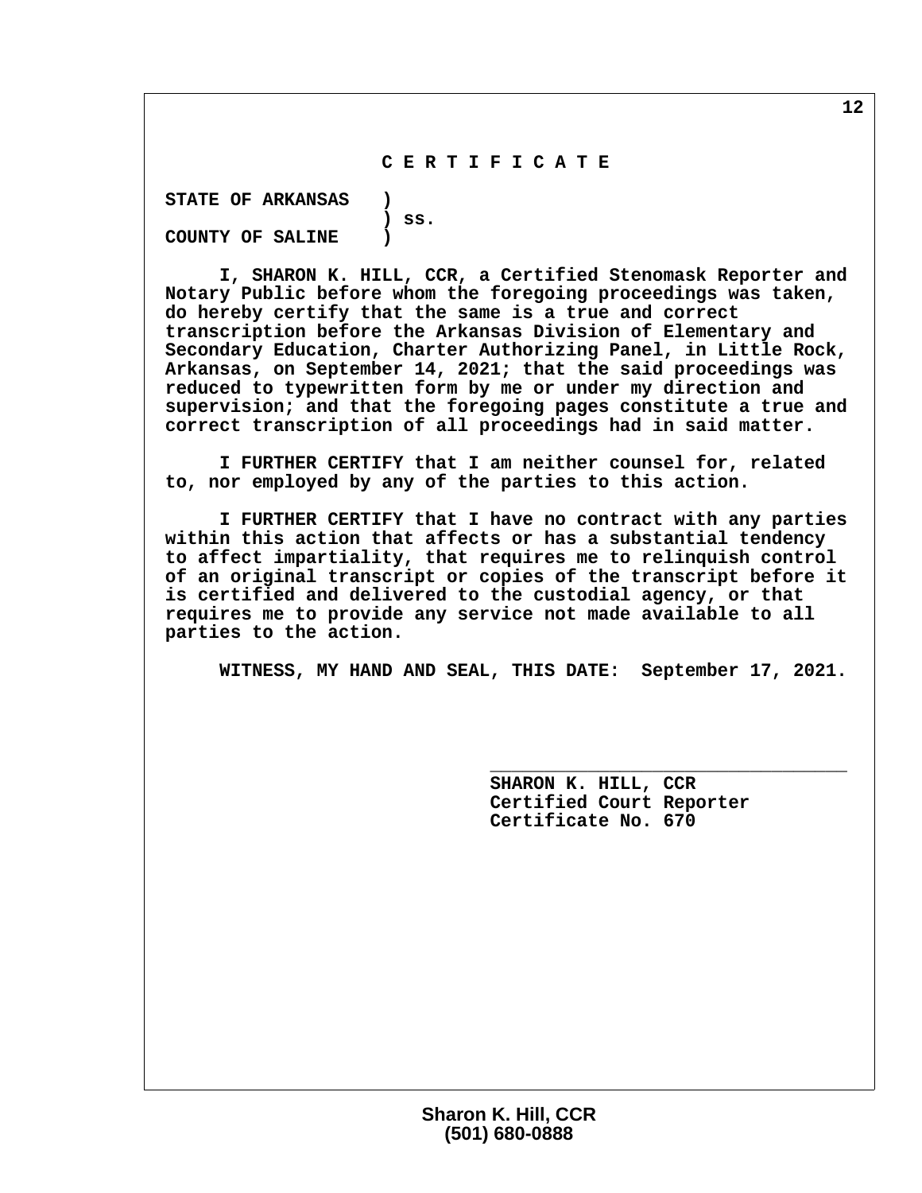# C E R T I F I C A T E

**STATE OF ARKANSAS )**
**) ss.**
**COUNTY OF SALINE )**

**I, SHARON K. HILL, CCR, a Certified Stenomask Reporter and Notary Public before whom the foregoing proceedings was taken, do hereby certify that the same is a true and correct transcription before the Arkansas Division of Elementary and Secondary Education, Charter Authorizing Panel, in Little Rock, Arkansas, on September 14, 2021; that the said proceedings was reduced to typewritten form by me or under my direction and supervision; and that the foregoing pages constitute a true and correct transcription of all proceedings had in said matter.**

**I FURTHER CERTIFY that I am neither counsel for, related to, nor employed by any of the parties to this action.**

**I FURTHER CERTIFY that I have no contract with any parties within this action that affects or has a substantial tendency to affect impartiality, that requires me to relinquish control of an original transcript or copies of the transcript before it is certified and delivered to the custodial agency, or that requires me to provide any service not made available to all parties to the action.**

**WITNESS, MY HAND AND SEAL, THIS DATE: September 17, 2021.**

**\_\_\_\_\_\_\_\_\_\_\_\_\_\_\_\_\_\_\_\_\_\_\_\_\_\_\_\_\_\_\_\_\_**
**SHARON K. HILL, CCR**
**Certified Court Reporter**
**Certificate No. 670**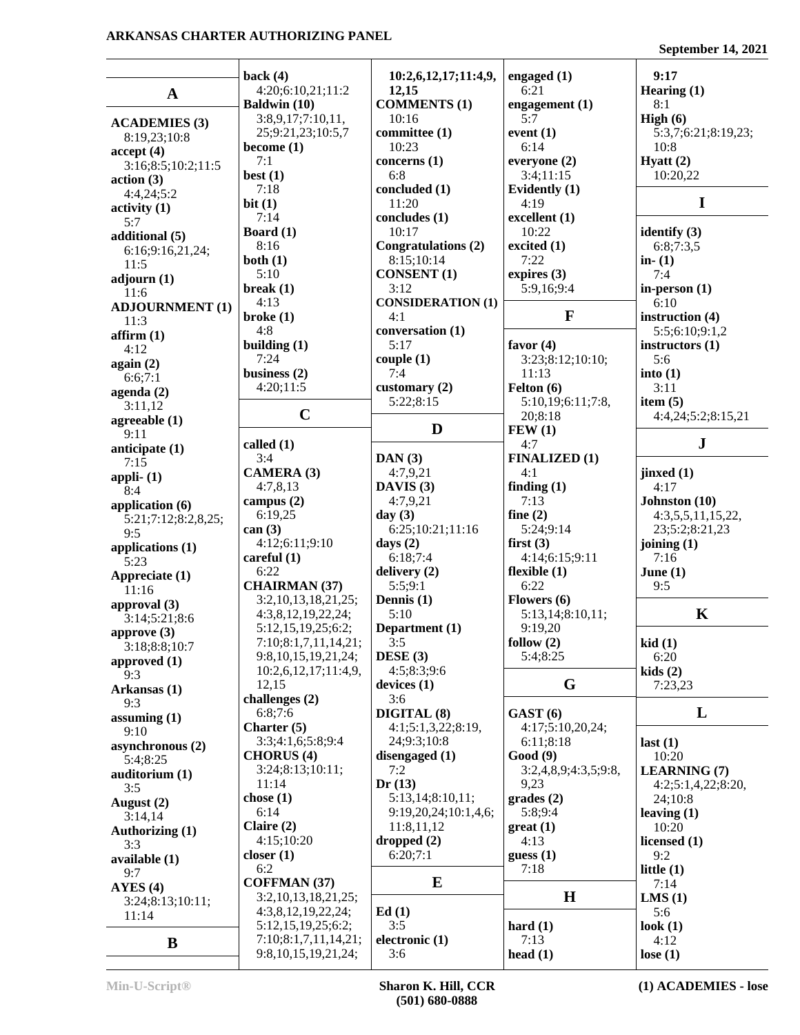## A

**ACADEMIES (3)**
8:19,23;10:8
**accept (4)**
3:16;8:5;10:2;11:5
**action (3)**
4:4,24;5:2
**activity (1)**
5:7
**additional (5)**
6:16;9:16,21,24;
11:5
**adjourn (1)**
11:6
**ADJOURNMENT (1)**
11:3
**affirm (1)**
4:12
**again (2)**
6:6;7:1
**agenda (2)**
3:11,12
**agreeable (1)**
9:11
**anticipate (1)**
7:15
**appli- (1)**
8:4
**application (6)**
5:21;7:12;8:2,8,25;
9:5
**applications (1)**
5:23
**Appreciate (1)**
11:16
**approval (3)**
3:14;5:21;8:6
**approve (3)**
3:18;8:8;10:7
**approved (1)**
9:3
**Arkansas (1)**
9:3
**assuming (1)**
9:10
**asynchronous (2)**
5:4;8:25
**auditorium (1)**
3:5
**August (2)**
3:14,14
**Authorizing (1)**
3:3
**available (1)**
9:7
**AYES (4)**
3:24;8:13;10:11;
11:14

## B

**back (4)**
4:20;6:10,21;11:2
**Baldwin (10)**
3:8,9,17;7:10,11,
25;9:21,23;10:5,7
**become (1)**
7:1
**best (1)**
7:18
**bit (1)**
7:14
**Board (1)**
8:16
**both (1)**
5:10
**break (1)**
4:13
**broke (1)**
4:8
**building (1)**
7:24
**business (2)**
4:20;11:5

## C

**called (1)**
3:4
**CAMERA (3)**
4:7,8,13
**campus (2)**
6:19,25
**can (3)**
4:12;6:11;9:10
**careful (1)**
6:22
**CHAIRMAN (37)**
3:2,10,13,18,21,25;
4:3,8,12,19,22,24;
5:12,15,19,25;6:2;
7:10;8:1,7,11,14,21;
9:8,10,15,19,21,24;
10:2,6,12,17;11:4,9,
12,15
**challenges (2)**
6:8;7:6
**Charter (5)**
3:3;4:1,6;5:8;9:4
**CHORUS (4)**
3:24;8:13;10:11;
11:14
**chose (1)**
6:14
**Claire (2)**
4:15;10:20
**closer (1)**
6:2
**COFFMAN (37)**
3:2,10,13,18,21,25;
4:3,8,12,19,22,24;
5:12,15,19,25;6:2;
7:10;8:1,7,11,14,21;
9:8,10,15,19,21,24;
10:2,6,12,17;11:4,9,
12,15
**COMMENTS (1)**
10:16
**committee (1)**
10:23
**concerns (1)**
6:8
**concluded (1)**
11:20
**concludes (1)**
10:17
**Congratulations (2)**
8:15;10:14
**CONSENT (1)**
3:12
**CONSIDERATION (1)**
4:1
**conversation (1)**
5:17
**couple (1)**
7:4
**customary (2)**
5:22;8:15

## D

**DAN (3)**
4:7,9,21
**DAVIS (3)**
4:7,9,21
**day (3)**
6:25;10:21;11:16
**days (2)**
6:18;7:4
**delivery (2)**
5:5;9:1
**Dennis (1)**
5:10
**Department (1)**
3:5
**DESE (3)**
4:5;8:3;9:6
**devices (1)**
3:6
**DIGITAL (8)**
4:1;5:1,3,22;8:19,
24;9:3;10:8
**disengaged (1)**
7:2
**Dr (13)**
5:13,14;8:10,11;
9:19,20,24;10:1,4,6;
11:8,11,12
**dropped (2)**
6:20;7:1

## E

**Ed (1)**
3:5
**electronic (1)**
3:6
**engaged (1)**
6:21
**engagement (1)**
5:7
**event (1)**
6:14
**everyone (2)**
3:4;11:15
**Evidently (1)**
4:19
**excellent (1)**
10:22
**excited (1)**
7:22
**expires (3)**
5:9,16;9:4

## F

**favor (4)**
3:23;8:12;10:10;
11:13
**Felton (6)**
5:10,19;6:11;7:8,
20;8:18
**FEW (1)**
4:7
**FINALIZED (1)**
4:1
**finding (1)**
7:13
**fine (2)**
5:24;9:14
**first (3)**
4:14;6:15;9:11
**flexible (1)**
6:22
**Flowers (6)**
5:13,14;8:10,11;
9:19,20
**follow (2)**
5:4;8:25

## G

**GAST (6)**
4:17;5:10,20,24;
6:11;8:18
**Good (9)**
3:2,4,8,9;4:3,5;9:8,
9,23
**grades (2)**
5:8;9:4
**great (1)**
4:13
**guess (1)**
7:18

## H

**hard (1)**
7:13
**head (1)**
9:17
**Hearing (1)**
8:1
**High (6)**
5:3,7;6:21;8:19,23;
10:8
**Hyatt (2)**
10:20,22

## I

**identify (3)**
6:8;7:3,5
**in- (1)**
7:4
**in-person (1)**
6:10
**instruction (4)**
5:5;6:10;9:1,2
**instructors (1)**
5:6
**into (1)**
3:11
**item (5)**
4:4,24;5:2;8:15,21

## J

**jinxed (1)**
4:17
**Johnston (10)**
4:3,5,5,11,15,22,
23;5:2;8:21,23
**joining (1)**
7:16
**June (1)**
9:5

## K

**kid (1)**
6:20
**kids (2)**
7:23,23

## L

**last (1)**
10:20
**LEARNING (7)**
4:2;5:1,4,22;8:20,
24;10:8
**leaving (1)**
10:20
**licensed (1)**
9:2
**little (1)**
7:14
**LMS (1)**
5:6
**look (1)**
4:12
**lose (1)**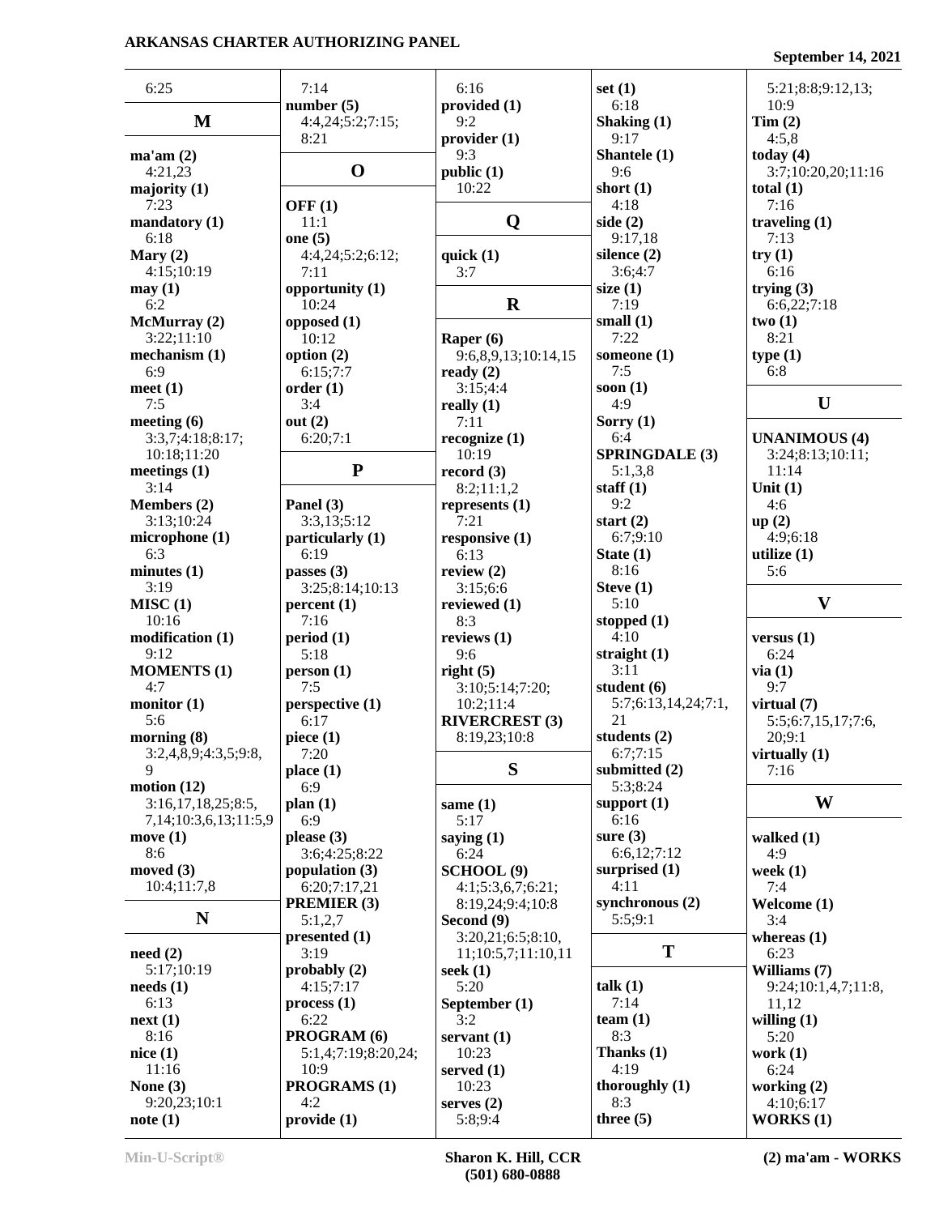6:25

## M

**ma'am (2)**
4:21,23
**majority (1)**
7:23
**mandatory (1)**
6:18
**Mary (2)**
4:15;10:19
**may (1)**
6:2
**McMurray (2)**
3:22;11:10
**mechanism (1)**
6:9
**meet (1)**
7:5
**meeting (6)**
3:3,7;4:18;8:17;
10:18;11:20
**meetings (1)**
3:14
**Members (2)**
3:13;10:24
**microphone (1)**
6:3
**minutes (1)**
3:19
**MISC (1)**
10:16
**modification (1)**
9:12
**MOMENTS (1)**
4:7
**monitor (1)**
5:6
**morning (8)**
3:2,4,8,9;4:3,5;9:8,
9
**motion (12)**
3:16,17,18,25;8:5,
7,14;10:3,6,13;11:5,9
**move (1)**
8:6
**moved (3)**
10:4;11:7,8

## N

**need (2)**
5:17;10:19
**needs (1)**
6:13
**next (1)**
8:16
**nice (1)**
11:16
**None (3)**
9:20,23;10:1
**note (1)**
7:14
**number (5)**
4:4,24;5:2;7:15;
8:21

## O

**OFF (1)**
11:1
**one (5)**
4:4,24;5:2;6:12;
7:11
**opportunity (1)**
10:24
**opposed (1)**
10:12
**option (2)**
6:15;7:7
**order (1)**
3:4
**out (2)**
6:20;7:1

## P

**Panel (3)**
3:3,13;5:12
**particularly (1)**
6:19
**passes (3)**
3:25;8:14;10:13
**percent (1)**
7:16
**period (1)**
5:18
**person (1)**
7:5
**perspective (1)**
6:17
**piece (1)**
7:20
**place (1)**
6:9
**plan (1)**
6:9
**please (3)**
3:6;4:25;8:22
**population (3)**
6:20;7:17,21
**PREMIER (3)**
5:1,2,7
**presented (1)**
3:19
**probably (2)**
4:15;7:17
**process (1)**
6:22
**PROGRAM (6)**
5:1,4;7:19;8:20,24;
10:9
**PROGRAMS (1)**
4:2
**provide (1)**
6:16
**provided (1)**
9:2
**provider (1)**
9:3
**public (1)**
10:22

## Q

**quick (1)**
3:7

## R

**Raper (6)**
9:6,8,9,13;10:14,15
**ready (2)**
3:15;4:4
**really (1)**
7:11
**recognize (1)**
10:19
**record (3)**
8:2;11:1,2
**represents (1)**
7:21
**responsive (1)**
6:13
**review (2)**
3:15;6:6
**reviewed (1)**
8:3
**reviews (1)**
9:6
**right (5)**
3:10;5:14;7:20;
10:2;11:4
**RIVERCREST (3)**
8:19,23;10:8

## S

**same (1)**
5:17
**saying (1)**
6:24
**SCHOOL (9)**
4:1;5:3,6,7;6:21;
8:19,24;9:4;10:8
**Second (9)**
3:20,21;6:5;8:10,
11;10:5,7;11:10,11
**seek (1)**
5:20
**September (1)**
3:2
**servant (1)**
10:23
**served (1)**
10:23
**serves (2)**
5:8;9:4
**set (1)**
6:18
**Shaking (1)**
9:17
**Shantele (1)**
9:6
**short (1)**
4:18
**side (2)**
9:17,18
**silence (2)**
3:6;4:7
**size (1)**
7:19
**small (1)**
7:22
**someone (1)**
7:5
**soon (1)**
4:9
**Sorry (1)**
6:4
**SPRINGDALE (3)**
5:1,3,8
**staff (1)**
9:2
**start (2)**
6:7;9:10
**State (1)**
8:16
**Steve (1)**
5:10
**stopped (1)**
4:10
**straight (1)**
3:11
**student (6)**
5:7;6:13,14,24;7:1,
21
**students (2)**
6:7;7:15
**submitted (2)**
5:3;8:24
**support (1)**
6:16
**sure (3)**
6:6,12;7:12
**surprised (1)**
4:11
**synchronous (2)**
5:5;9:1

## T

**talk (1)**
7:14
**team (1)**
8:3
**Thanks (1)**
4:19
**thoroughly (1)**
8:3
**three (5)**
5:21;8:8;9:12,13;
10:9
**Tim (2)**
4:5,8
**today (4)**
3:7;10:20,20;11:16
**total (1)**
7:16
**traveling (1)**
7:13
**try (1)**
6:16
**trying (3)**
6:6,22;7:18
**two (1)**
8:21
**type (1)**
6:8

## U

**UNANIMOUS (4)**
3:24;8:13;10:11;
11:14
**Unit (1)**
4:6
**up (2)**
4:9;6:18
**utilize (1)**
5:6

## V

**versus (1)**
6:24
**via (1)**
9:7
**virtual (7)**
5:5;6:7,15,17;7:6,
20;9:1
**virtually (1)**
7:16

## W

**walked (1)**
4:9
**week (1)**
7:4
**Welcome (1)**
3:4
**whereas (1)**
6:23
**Williams (7)**
9:24;10:1,4,7;11:8,
11,12
**willing (1)**
5:20
**work (1)**
6:24
**working (2)**
4:10;6:17
**WORKS (1)**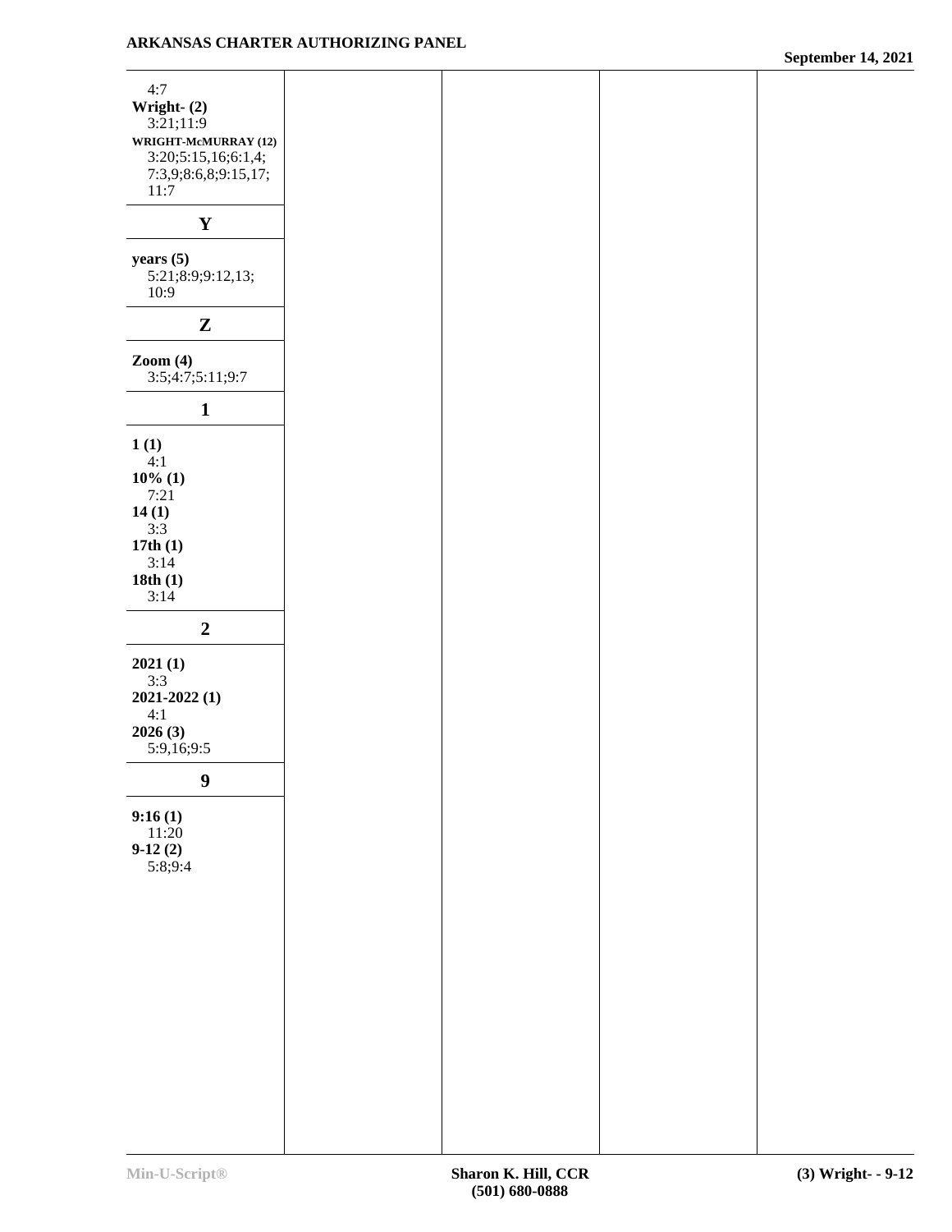4:7

**Wright- (2)**
3:21;11:9

**WRIGHT-McMURRAY (12)**
3:20;5:15,16;6:1,4;
7:3,9;8:6,8;9:15,17;
11:7

## Y

**years (5)**
5:21;8:9;9:12,13;
10:9

## Z

**Zoom (4)**
3:5;4:7;5:11;9:7

## 1

**1 (1)**
4:1

**10% (1)**
7:21

**14 (1)**
3:3

**17th (1)**
3:14

**18th (1)**
3:14

## 2

**2021 (1)**
3:3

**2021-2022 (1)**
4:1

**2026 (3)**
5:9,16;9:5

## 9

**9:16 (1)**
11:20

**9-12 (2)**
5:8;9:4